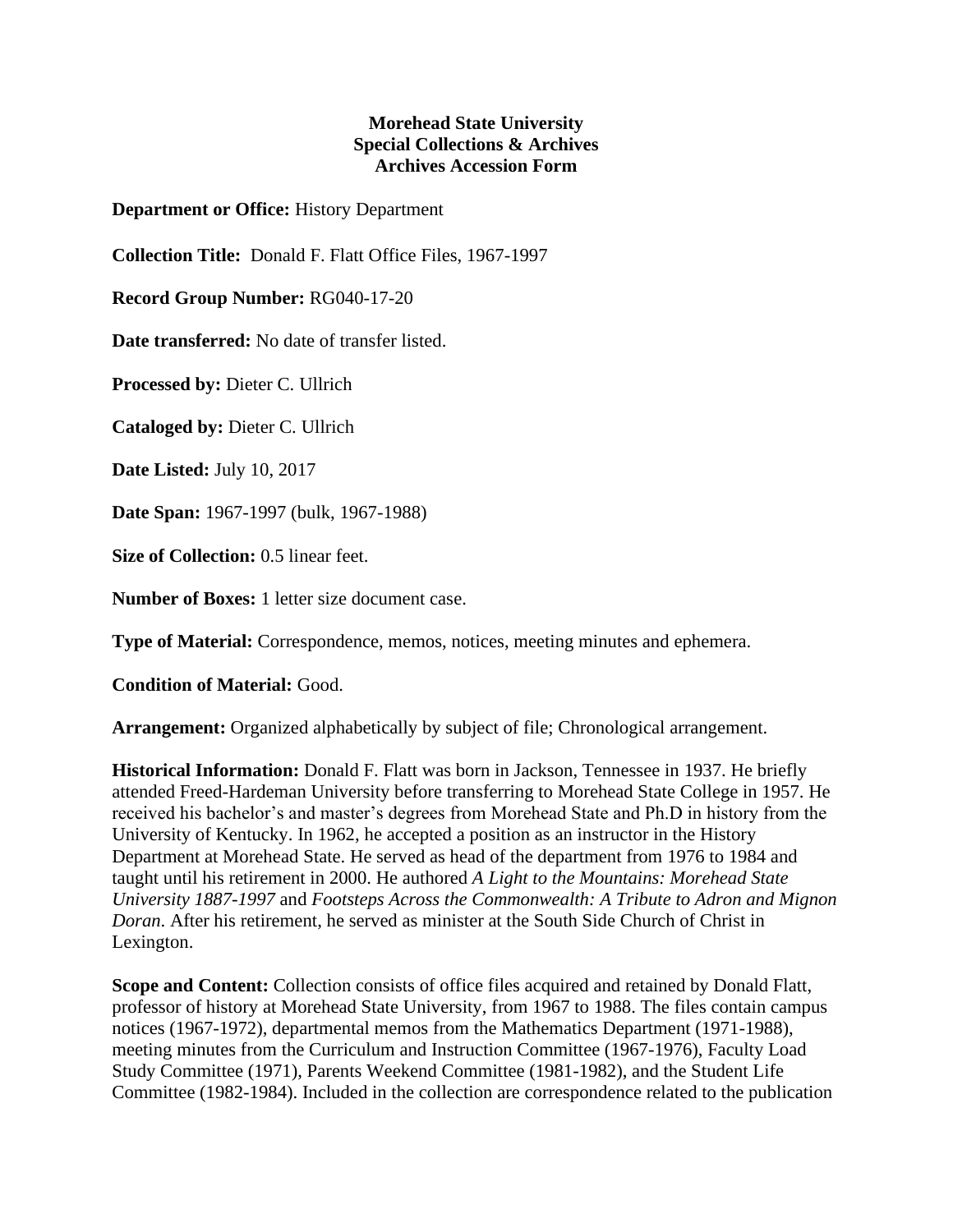**Morehead State University**
**Special Collections & Archives**
**Archives Accession Form**

**Department or Office:** History Department

**Collection Title:** Donald F. Flatt Office Files, 1967-1997

**Record Group Number:** RG040-17-20

**Date transferred:** No date of transfer listed.

**Processed by:** Dieter C. Ullrich

**Cataloged by:** Dieter C. Ullrich

**Date Listed:** July 10, 2017

**Date Span:** 1967-1997 (bulk, 1967-1988)

**Size of Collection:** 0.5 linear feet.

**Number of Boxes:** 1 letter size document case.

**Type of Material:** Correspondence, memos, notices, meeting minutes and ephemera.

**Condition of Material:** Good.

**Arrangement:** Organized alphabetically by subject of file; Chronological arrangement.

**Historical Information:** Donald F. Flatt was born in Jackson, Tennessee in 1937. He briefly attended Freed-Hardeman University before transferring to Morehead State College in 1957. He received his bachelor's and master's degrees from Morehead State and Ph.D in history from the University of Kentucky. In 1962, he accepted a position as an instructor in the History Department at Morehead State. He served as head of the department from 1976 to 1984 and taught until his retirement in 2000. He authored *A Light to the Mountains: Morehead State University 1887-1997* and *Footsteps Across the Commonwealth: A Tribute to Adron and Mignon Doran.* After his retirement, he served as minister at the South Side Church of Christ in Lexington.

**Scope and Content:** Collection consists of office files acquired and retained by Donald Flatt, professor of history at Morehead State University, from 1967 to 1988. The files contain campus notices (1967-1972), departmental memos from the Mathematics Department (1971-1988), meeting minutes from the Curriculum and Instruction Committee (1967-1976), Faculty Load Study Committee (1971), Parents Weekend Committee (1981-1982), and the Student Life Committee (1982-1984). Included in the collection are correspondence related to the publication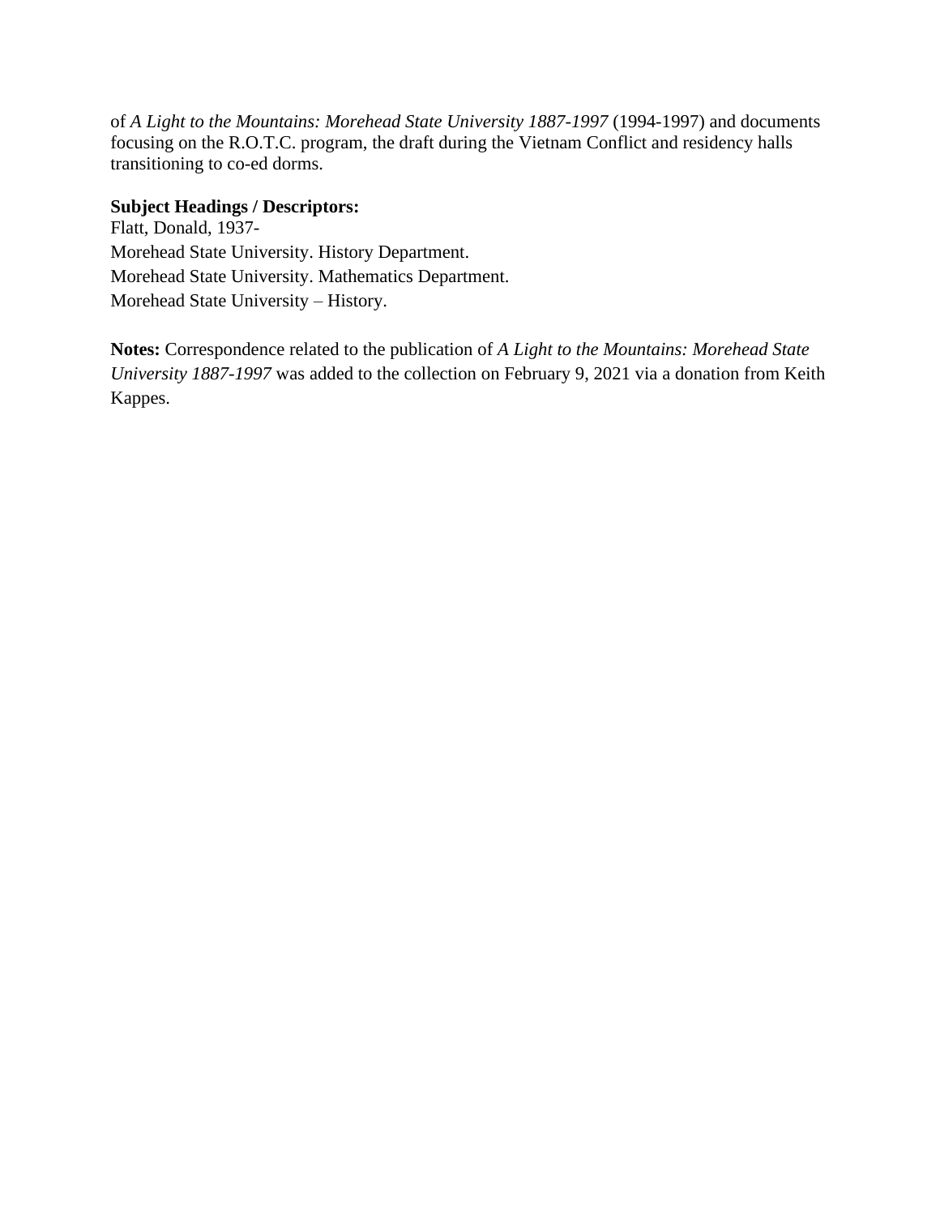of *A Light to the Mountains: Morehead State University 1887-1997* (1994-1997) and documents focusing on the R.O.T.C. program, the draft during the Vietnam Conflict and residency halls transitioning to co-ed dorms.

**Subject Headings / Descriptors:**
Flatt, Donald, 1937-
Morehead State University. History Department.
Morehead State University. Mathematics Department.
Morehead State University – History.

**Notes:** Correspondence related to the publication of *A Light to the Mountains: Morehead State University 1887-1997* was added to the collection on February 9, 2021 via a donation from Keith Kappes.